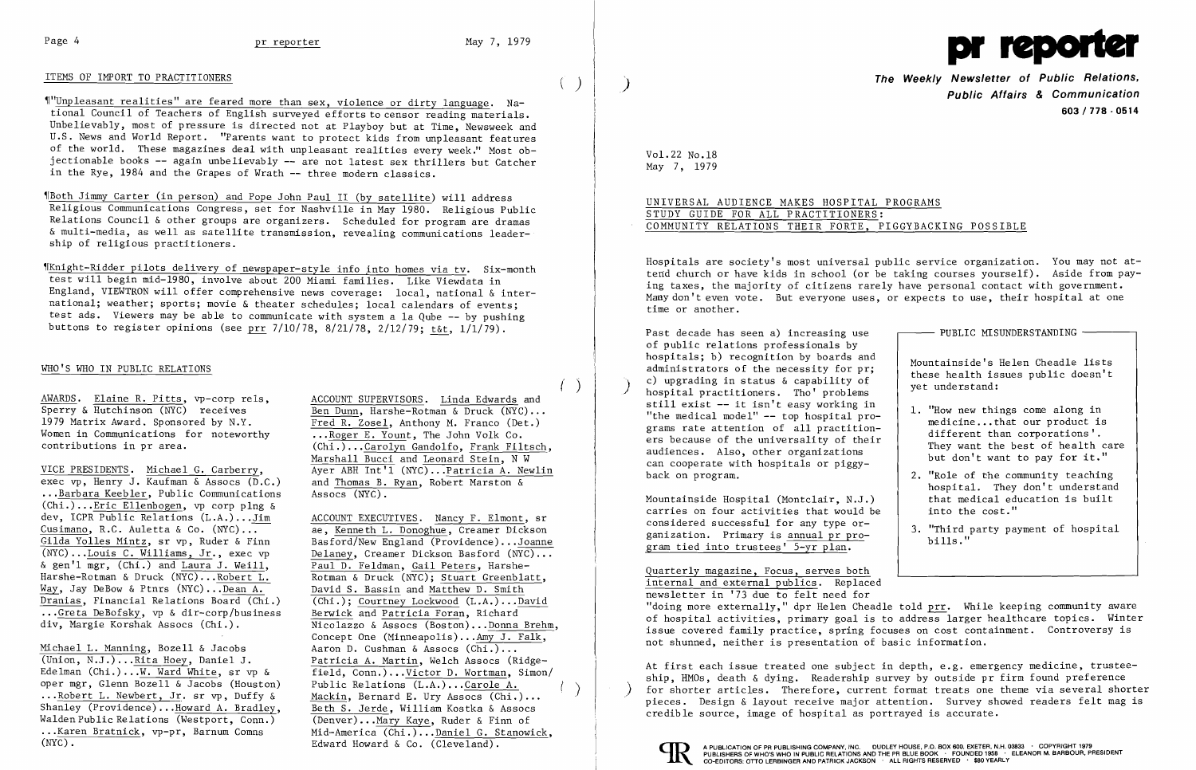## ITEMS OF IMPORT TO PRACTITIONERS

¶"Unpleasant realities" are feared more than sex, violence or dirty language. National Council of Teachers of English surveyed efforts to censor reading materials. Unbelievably, most of pressure is directed not at Playboy but at Time, Newsweek and U.S. News and World Report. "Parents want to protect kids from unpleasant features of the world. These magazines deal with unpleasant realities every week." Most objectionable books -- again unbelievably -- are not latest sex thrillers but Catcher in the Rye, 1984 and the Grapes of Wrath -- three modern classics.

¶Both Jimmy Carter (in person) and Pope John Paul II (by satellite) will address Religious Communications Congress, set for Nashville in May 1980. Religious Public Relations Council & other groups are organizers. Scheduled for program are dramas & multi-media, as well as satellite transmission, revealing communications leadership of religious practitioners.

¶Knight-Ridder pilots delivery of newspaper-style info into homes via tv. Six-month test will begin mid-1980, involve about 200 Miami families. Like Viewdata in England, VIEWTRON will offer comprehensive news coverage: local, national & international; weather; sports; movie & theater schedules; local calendars of events; test ads. Viewers may be able to communicate with system a la Qube -- by pushing buttons to register opinions (see prr 7/10/78, 8/21/78, 2/12/79; t&t, 1/1/79).

## WHO'S WHO IN PUBLIC RELATIONS

AWARDS. Elaine R. Pitts, vp-corp rels, Sperry & Hutchinson (NYC) receives 1979 Matrix Award. Sponsored by N.Y. Women in Communications for noteworthy contributions in pr area.

VICE PRESIDENTS. Michael G. Carberry, exec vp, Henry J. Kaufman & Assocs (D.C.) ...Barbara Keebler, Public Communications (Chi.)...Eric Ellenbogen, vp corp plng & dev, ICPR Public Relations (L.A.)...Jim Cusimano, R.C. Auletta & Co. (NYC)... Gilda Yolles Mintz, sr vp, Ruder & Finn (NYC)...Louis C. Williams, Jr., exec vp & gen'l mgr, (Chi.) and Laura J. Weill, Harshe-Rotman & Druck (NYC)...Robert L. Way, Jay DeBow & Ptnrs (NYC)...Dean A. Dranias, Financial Relations Board (Chi.) ...Greta DeBofsky, vp & dir-corp/business div, Margie Korshak Assocs (Chi.).

Michael L. Manning, Bozell & Jacobs (Union, N.J.)...Rita Hoey, Daniel J. Edelman (Chi.)...W. Ward White, sr vp & oper mgr, Glenn Bozell & Jacobs (Houston) ...Robert L. Newbert, Jr. sr vp, Duffy & Shanley (Providence)...Howard A. Bradley, Walden Public Relations (Westport, Conn.) ...Karen Bratnick, vp-pr, Barnum Comns (NYC).

ACCOUNT SUPERVISORS. Linda Edwards and Ben Dunn, Harshe-Rotman & Druck (NYC)... Fred R. Zosel, Anthony M. Franco (Det.) ...Roger E. Yount, The John Volk Co. (Chi.)...Carolyn Gandolfo, Frank Filtsch, Marshall Bucci and Leonard Stein, N W Ayer ABH Int'l (NYC)...Patricia A. Newlin and Thomas B. Ryan, Robert Marston & Assocs (NYC).

ACCOUNT EXECUTIVES. Nancy F. Elmont, sr ae, Kenneth L. Donoghue, Creamer Dickson Basford/New England (Providence)...Joanne Delaney, Creamer Dickson Basford (NYC)... Paul D. Feldman, Gail Peters, Harshe-Rotman & Druck (NYC); Stuart Greenblatt, David S. Bassin and Matthew D. Smith (Chi.); Courtney Lockwood (L.A.)...David Berwick and Patricia Foran, Richard Nicolazzo & Assocs (Boston)...Donna Brehm, Concept One (Minneapolis)...Amy J. Falk, Aaron D. Cushman & Assocs (Chi.)... Patricia A. Martin, Welch Assocs (Ridgefield, Conn.)...Victor D. Wortman, Simon/Public Relations (L.A.)...Carole A. Mackin, Bernard E. Ury Assocs (Chi.)... Beth S. Jerde, William Kostka & Assocs (Denver)...Mary Kaye, Ruder & Finn of Mid-America (Chi.)...Daniel G. Stanowick, Edward Howard & Co. (Cleveland).

# pr reporter

**The Weekly Newsletter of Public Relations, Public Affairs & Communication**
**603 / 778 - 0514**

Vol.22 No.18
May 7, 1979

## UNIVERSAL AUDIENCE MAKES HOSPITAL PROGRAMS STUDY GUIDE FOR ALL PRACTITIONERS: COMMUNITY RELATIONS THEIR FORTE, PIGGYBACKING POSSIBLE

Hospitals are society's most universal public service organization. You may not attend church or have kids in school (or be taking courses yourself). Aside from paying taxes, the majority of citizens rarely have personal contact with government. Many don't even vote. But everyone uses, or expects to use, their hospital at one time or another.

Past decade has seen a) increasing use of public relations professionals by hospitals; b) recognition by boards and administrators of the necessity for pr; c) upgrading in status & capability of hospital practitioners. Tho' problems still exist -- it isn't easy working in "the medical model" -- top hospital programs rate attention of all practitioners because of the universality of their audiences. Also, other organizations can cooperate with hospitals or piggyback on program.

> **PUBLIC MISUNDERSTANDING**
>
> Mountainside's Helen Cheadle lists these health issues public doesn't yet understand:
>
> 1. "How new things come along in medicine...that our product is different than corporations'. They want the best of health care but don't want to pay for it."
> 2. "Role of the community teaching hospital. They don't understand that medical education is built into the cost."
> 3. "Third party payment of hospital bills."

Mountainside Hospital (Montclair, N.J.) carries on four activities that would be considered successful for any type organization. Primary is annual pr program tied into trustees' 5-yr plan.

Quarterly magazine, Focus, serves both internal and external publics. Replaced newsletter in '73 due to felt need for "doing more externally," dpr Helen Cheadle told prr. While keeping community aware of hospital activities, primary goal is to address larger healthcare topics. Winter issue covered family practice, spring focuses on cost containment. Controversy is not shunned, neither is presentation of basic information.

At first each issue treated one subject in depth, e.g. emergency medicine, trusteeship, HMOs, death & dying. Readership survey by outside pr firm found preference for shorter articles. Therefore, current format treats one theme via several shorter pieces. Design & layout receive major attention. Survey showed readers felt mag is credible source, image of hospital as portrayed is accurate.

A PUBLICATION OF PR PUBLISHING COMPANY, INC. DUDLEY HOUSE, P.O. BOX 600, EXETER, N.H. 03833 · COPYRIGHT 1979
PUBLISHERS OF WHO'S WHO IN PUBLIC RELATIONS AND THE PR BLUE BOOK · FOUNDED 1958 · ELEANOR M. BARBOUR, PRESIDENT
CO-EDITORS: OTTO LERBINGER AND PATRICK JACKSON · ALL RIGHTS RESERVED · $80 YEARLY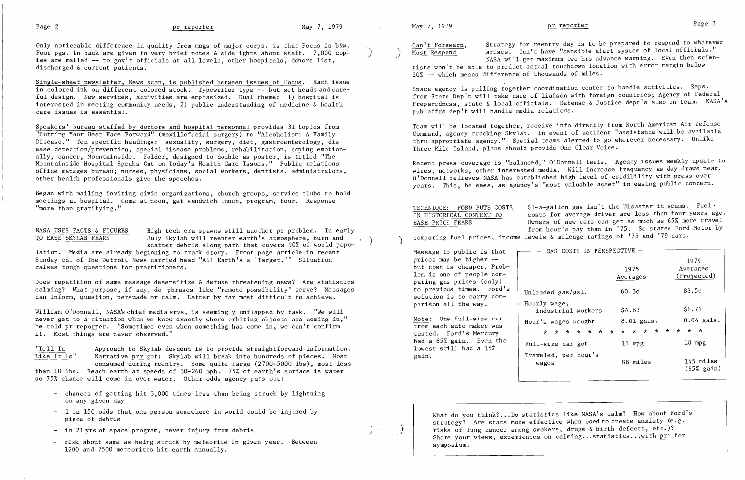Only noticeable difference in quality from mags of major corps. is that Focus is b&w. Four pgs. in back are given to very brief notes & sidelights about staff. 7,000 copies are mailed -- to gov't officials at all levels, other hospitals, donors list, discharged & current patients.

Single-sheet newsletter, News scan, is published between issues of Focus. Each issue in colored ink on different colored stock. Typewriter type -- but set heads and careful design. New services, activities are emphasized. Dual theme: 1) hospital is interested in meeting community needs, 2) public understanding of medicine & health care issues is essential.

Speakers' bureau staffed by doctors and hospital personnel provides 31 topics from "Putting Your Best Face Forward" (maxillofacial surgery) to "Alcoholism: A Family Disease." Ten specific headings: sexuality, surgery, diet, gastroenterology, disease detection/prevention, special disease problems, rehabilitation, coping emotionally, cancer, Mountainside. Folder, designed to double as poster, is titled "The Mountainside Hospital Speaks Out on Today's Health Care Issues." Public relations office manages bureau; nurses, physicians, social workers, dentists, administrators, other health professionals give the speeches.

Began with mailing inviting civic organizations, church groups, service clubs to hold meetings at hospital. Come at noon, get sandwich lunch, program, tour. Response "more than gratifying."

**NASA USES FACTS & FIGURES TO EASE SKYLAB FEARS**

High tech era spawns still another pr problem. In early July Skylab will reenter earth's atmosphere, burn and scatter debris along path that covers 90% of world population. Media are already beginning to track story. Front page article in recent Sunday ed. of The Detroit News carried head "All Earth's a 'Target.'" Situation raises tough questions for practitioners.

Does repetition of same message desensitize & defuse threatening news? Are statistics calming? What purpose, if any, do phrases like "remote possibility" serve? Messages can inform, question, persuade or calm. Latter by far most difficult to achieve.

William O'Donnell, NASA's chief media srvs, is seemingly unflapped by task. "We will never get to a situation when we know exactly where orbiting objects are coming in," he told pr reporter. "Sometimes even when something has come in, we can't confirm it. Most things are never observed."

**"Tell It Like It Is"** Approach to Skylab descent is to provide straightforward information. Narrative prr got: Skylab will break into hundreds of pieces. Most consumed during reentry. Some quite large (2700-5000 lbs), most less than 10 lbs. Reach earth at speeds of 30-260 mph. 75% of earth's surface is water so 75% chance will come in over water. Other odds agency puts out:

- chances of getting hit 3,000 times less than being struck by lightning on any given day
- 1 in 150 odds that one person somewhere in world could be injured by piece of debris
- in 21 yrs of space program, never injury from debris
- risk about same as being struck by meteorite in given year. Between 1200 and 7500 meteorites hit earth annually.

**Can't Forewarn, Must Respond** Strategy for reentry day is to be prepared to respond to whatever arises. Can't have "sensible alert system of local officials." NASA will get maximum two hrs advance warning. Even then scientists won't be able to predict actual touchdown location with error margin below 20% -- which means difference of thousands of miles.

Space agency is pulling together coordination center to handle activities. Reps. from State Dep't will take care of liaison with foreign countries; Agency of Federal Preparedness, state & local officials. Defense & Justice dept's also on team. NASA's pub affrs dep't will handle media relations.

Team will be located together, receive info directly from North American Air Defense Command, agency tracking Skylab. In event of accident "assistance will be available thru appropriate agency." Special teams alerted to go wherever necessary. Unlike Three Mile Island, plans should provide One Clear Voice.

Recent press coverage is "balanced," O'Donnell feels. Agency issues weekly update to wires, networks, other interested media. Will increase frequency as day draws near. O'Donnell believes NASA has established high level of credibility with press over years. This, he sees, as agency's "most valuable asset" in easing public concern.

**TECHNIQUE: FORD PUTS COSTS IN HISTORICAL CONTEXT TO EASE PRICE FEARS**

$1-a-gallon gas isn't the disaster it seems. Fuel costs for average driver are less than four years ago. Owners of new cars can get as much as 65% more travel from hour's pay than in '75. So states Ford Motor by comparing fuel prices, income levels & mileage ratings of '75 and '79 cars.

Message to public is that prices may be higher -- but cost is cheaper. Problem is one of people comparing gas prices (only) to previous times. Ford's solution is to carry comparison all the way.

Note: One full-size car from each auto maker was tested. Ford's Mercury had a 65% gain. Even the lowest still had a 15% gain.

**GAS COSTS IN PERSPECTIVE**

| | 1975 Averages | 1979 Averages (Projected) |
|---|---|---|
| Unleaded gas/gal. | 60.3¢ | 83.5¢ |
| Hourly wage, industrial workers | $4.83 | $6.71 |
| Hour's wages bought | 8.01 gals. | 8.04 gals. |
| Full-size car got | 11 mpg | 18 mpg |
| Traveled, per hour's wages | 88 miles | 145 miles (65% gain) |

What do you think?...Do statistics like NASA's calm? How about Ford's strategy? Are stats more effective when used to create anxiety (e.g. risks of lung cancer among smokers, drugs & birth defects, etc.)? Share your views, experiences on calming...statistics...with prr for symposium.